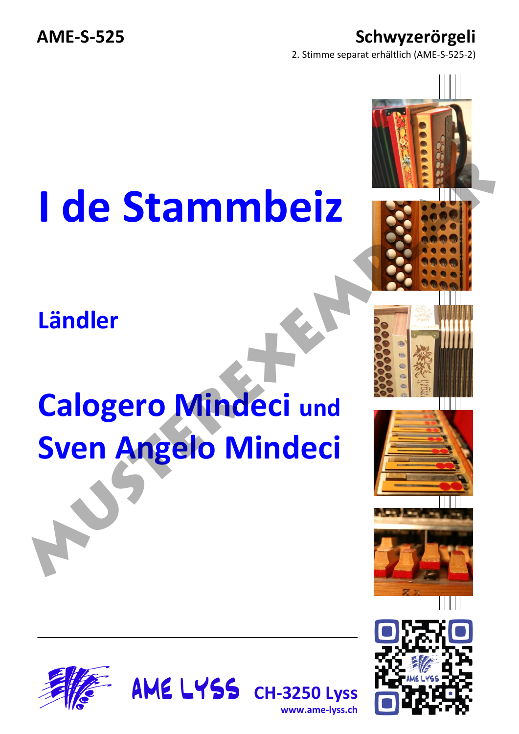AME-S-525

**Schwyzerörgeli**

2. Stimme separat erhältlich (AME-S-525-2)

# I de Stammbeiz

## Ländler

## Calogero Mindeci und Sven Angelo Mindeci

AME LYSS CH-3250 Lyss

www.ame-lyss.ch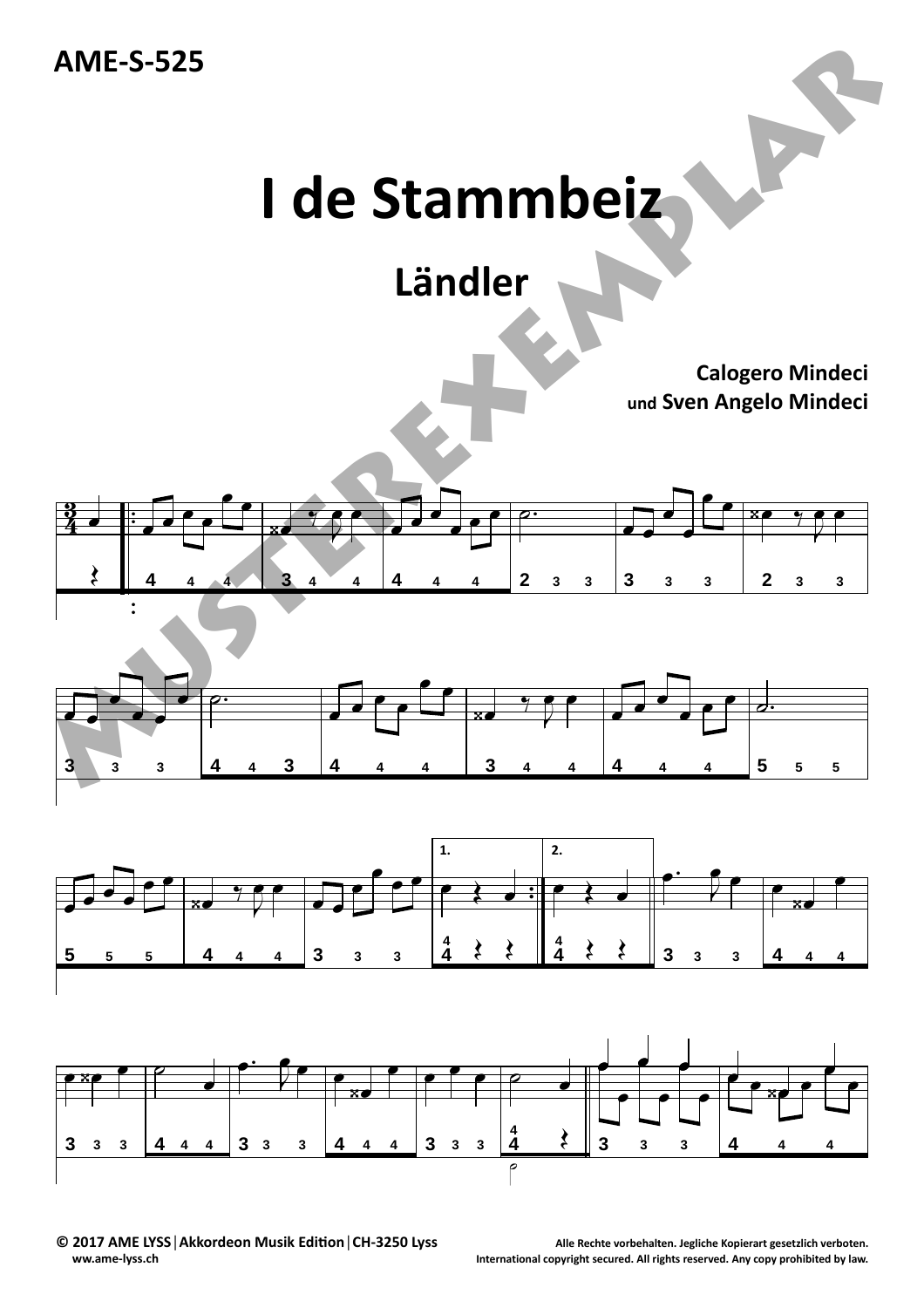AME-S-525

# I de Stammbeiz

## Ländler

**Calogero Mindeci**
**und Sven Angelo Mindeci**

MUSTEREXEMPLAR

© 2017 AME LYSS | Akkordeon Musik Edition | CH-3250 Lyss
www.ame-lyss.ch

Alle Rechte vorbehalten. Jegliche Kopierart gesetzlich verboten.
International copyright secured. All rights reserved. Any copy prohibited by law.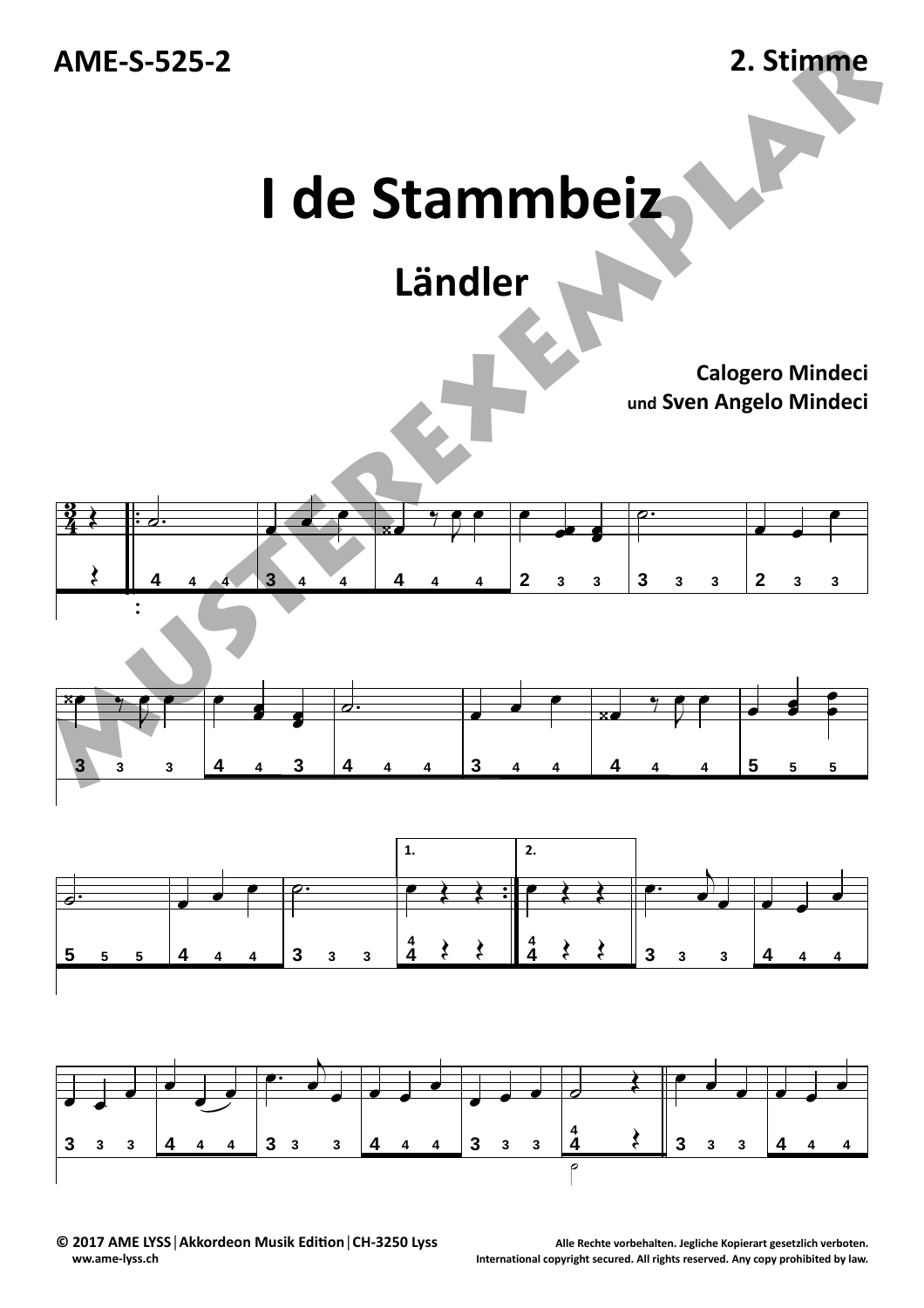AME-S-525-2

**2. Stimme**

# I de Stammbeiz

## Ländler

**Calogero Mindeci**
**und Sven Angelo Mindeci**

MUSTEREXEMPLAR

© 2017 AME LYSS | Akkordeon Musik Edition | CH-3250 Lyss
www.ame-lyss.ch

Alle Rechte vorbehalten. Jegliche Kopierart gesetzlich verboten.
International copyright secured. All rights reserved. Any copy prohibited by law.